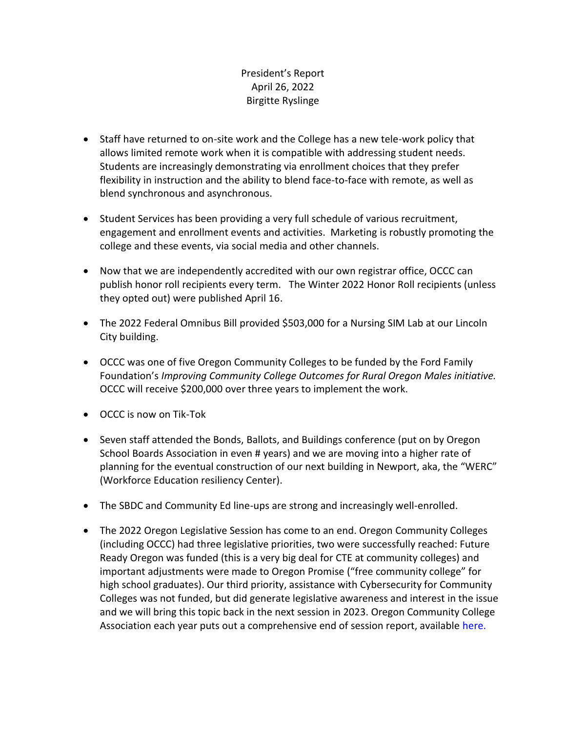President's Report
April 26, 2022
Birgitte Ryslinge

- Staff have returned to on-site work and the College has a new tele-work policy that allows limited remote work when it is compatible with addressing student needs. Students are increasingly demonstrating via enrollment choices that they prefer flexibility in instruction and the ability to blend face-to-face with remote, as well as blend synchronous and asynchronous.

- Student Services has been providing a very full schedule of various recruitment, engagement and enrollment events and activities. Marketing is robustly promoting the college and these events, via social media and other channels.

- Now that we are independently accredited with our own registrar office, OCCC can publish honor roll recipients every term. The Winter 2022 Honor Roll recipients (unless they opted out) were published April 16.

- The 2022 Federal Omnibus Bill provided $503,000 for a Nursing SIM Lab at our Lincoln City building.

- OCCC was one of five Oregon Community Colleges to be funded by the Ford Family Foundation's *Improving Community College Outcomes for Rural Oregon Males initiative.* OCCC will receive $200,000 over three years to implement the work.

- OCCC is now on Tik-Tok

- Seven staff attended the Bonds, Ballots, and Buildings conference (put on by Oregon School Boards Association in even # years) and we are moving into a higher rate of planning for the eventual construction of our next building in Newport, aka, the "WERC" (Workforce Education resiliency Center).

- The SBDC and Community Ed line-ups are strong and increasingly well-enrolled.

- The 2022 Oregon Legislative Session has come to an end. Oregon Community Colleges (including OCCC) had three legislative priorities, two were successfully reached: Future Ready Oregon was funded (this is a very big deal for CTE at community colleges) and important adjustments were made to Oregon Promise ("free community college" for high school graduates). Our third priority, assistance with Cybersecurity for Community Colleges was not funded, but did generate legislative awareness and interest in the issue and we will bring this topic back in the next session in 2023. Oregon Community College Association each year puts out a comprehensive end of session report, available here.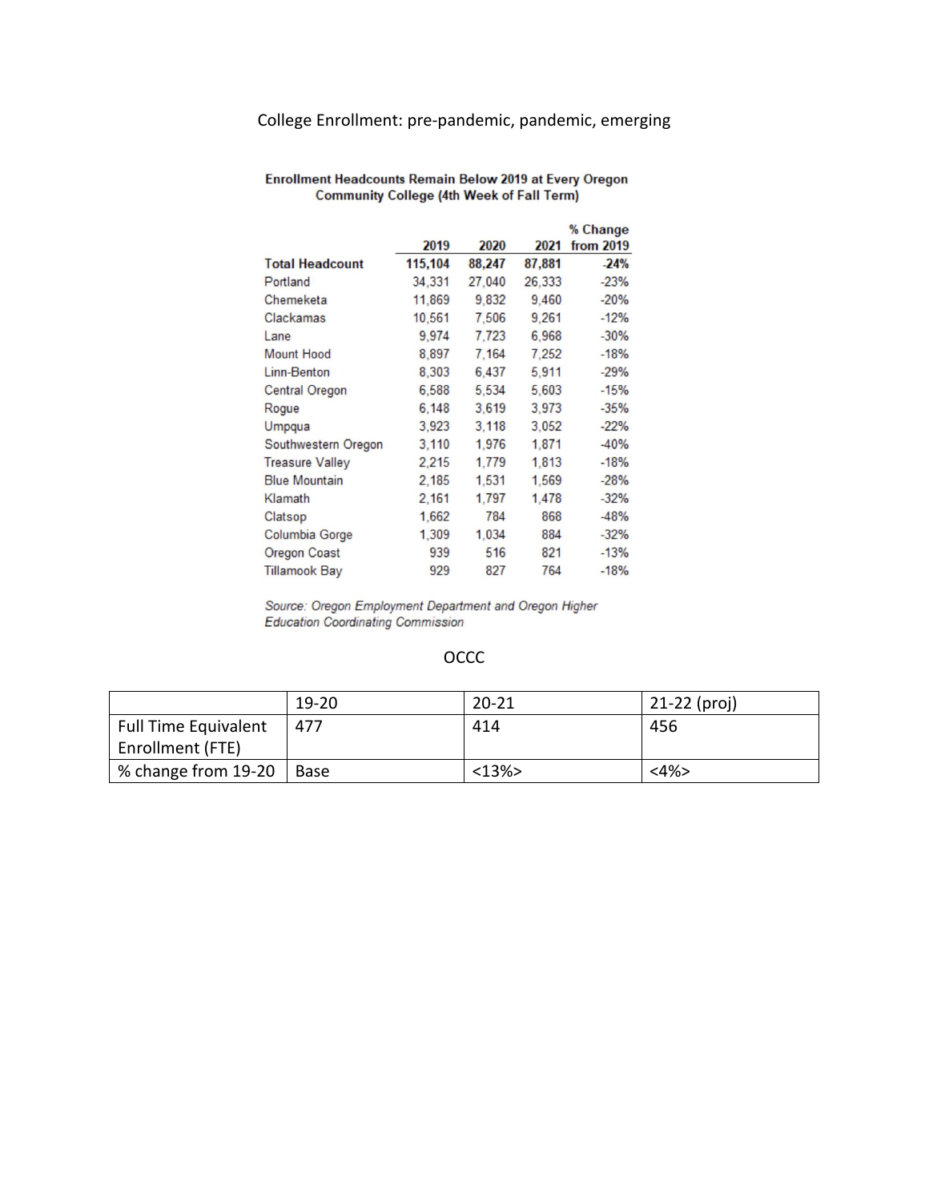College Enrollment: pre-pandemic, pandemic, emerging

**Enrollment Headcounts Remain Below 2019 at Every Oregon Community College (4th Week of Fall Term)**

| | 2019 | 2020 | 2021 | % Change from 2019 |
|---|---|---|---|---|
| **Total Headcount** | **115,104** | **88,247** | **87,881** | **-24%** |
| Portland | 34,331 | 27,040 | 26,333 | -23% |
| Chemeketa | 11,869 | 9,832 | 9,460 | -20% |
| Clackamas | 10,561 | 7,506 | 9,261 | -12% |
| Lane | 9,974 | 7,723 | 6,968 | -30% |
| Mount Hood | 8,897 | 7,164 | 7,252 | -18% |
| Linn-Benton | 8,303 | 6,437 | 5,911 | -29% |
| Central Oregon | 6,588 | 5,534 | 5,603 | -15% |
| Rogue | 6,148 | 3,619 | 3,973 | -35% |
| Umpqua | 3,923 | 3,118 | 3,052 | -22% |
| Southwestern Oregon | 3,110 | 1,976 | 1,871 | -40% |
| Treasure Valley | 2,215 | 1,779 | 1,813 | -18% |
| Blue Mountain | 2,185 | 1,531 | 1,569 | -28% |
| Klamath | 2,161 | 1,797 | 1,478 | -32% |
| Clatsop | 1,662 | 784 | 868 | -48% |
| Columbia Gorge | 1,309 | 1,034 | 884 | -32% |
| Oregon Coast | 939 | 516 | 821 | -13% |
| Tillamook Bay | 929 | 827 | 764 | -18% |

*Source: Oregon Employment Department and Oregon Higher Education Coordinating Commission*

OCCC

| | 19-20 | 20-21 | 21-22 (proj) |
|---|---|---|---|
| Full Time Equivalent Enrollment (FTE) | 477 | 414 | 456 |
| % change from 19-20 | Base | <13%> | <4%> |